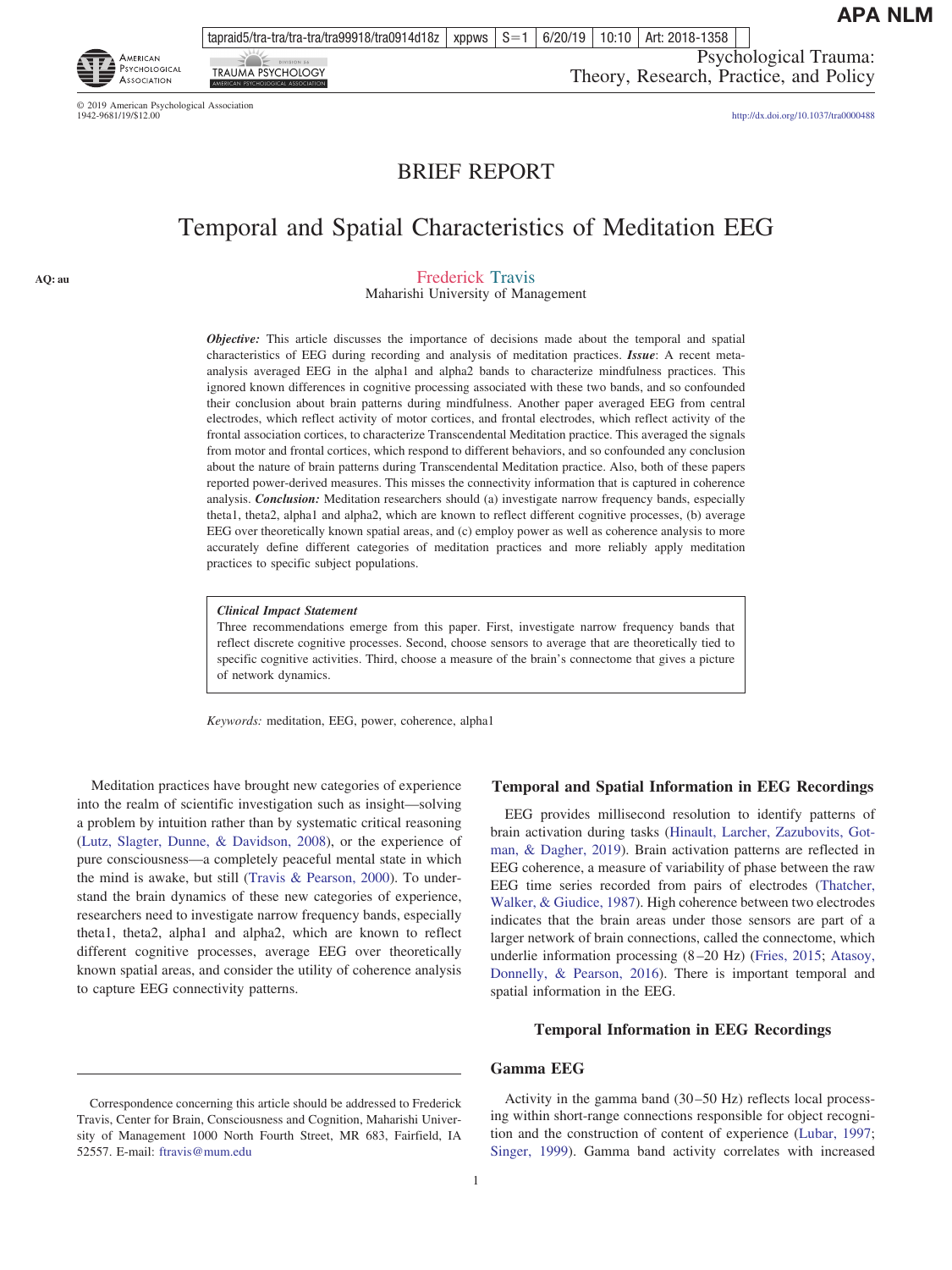BRIEF REPORT

# Temporal and Spatial Characteristics of Meditation EEG

Frederick Travis
Maharishi University of Management

***Objective:*** This article discusses the importance of decisions made about the temporal and spatial characteristics of EEG during recording and analysis of meditation practices. ***Issue***: A recent meta-analysis averaged EEG in the alpha1 and alpha2 bands to characterize mindfulness practices. This ignored known differences in cognitive processing associated with these two bands, and so confounded their conclusion about brain patterns during mindfulness. Another paper averaged EEG from central electrodes, which reflect activity of motor cortices, and frontal electrodes, which reflect activity of the frontal association cortices, to characterize Transcendental Meditation practice. This averaged the signals from motor and frontal cortices, which respond to different behaviors, and so confounded any conclusion about the nature of brain patterns during Transcendental Meditation practice. Also, both of these papers reported power-derived measures. This misses the connectivity information that is captured in coherence analysis. ***Conclusion:*** Meditation researchers should (a) investigate narrow frequency bands, especially theta1, theta2, alpha1 and alpha2, which are known to reflect different cognitive processes, (b) average EEG over theoretically known spatial areas, and (c) employ power as well as coherence analysis to more accurately define different categories of meditation practices and more reliably apply meditation practices to specific subject populations.

> ***Clinical Impact Statement***
> Three recommendations emerge from this paper. First, investigate narrow frequency bands that reflect discrete cognitive processes. Second, choose sensors to average that are theoretically tied to specific cognitive activities. Third, choose a measure of the brain's connectome that gives a picture of network dynamics.

*Keywords:* meditation, EEG, power, coherence, alpha1

Meditation practices have brought new categories of experience into the realm of scientific investigation such as insight—solving a problem by intuition rather than by systematic critical reasoning (Lutz, Slagter, Dunne, & Davidson, 2008), or the experience of pure consciousness—a completely peaceful mental state in which the mind is awake, but still (Travis & Pearson, 2000). To understand the brain dynamics of these new categories of experience, researchers need to investigate narrow frequency bands, especially theta1, theta2, alpha1 and alpha2, which are known to reflect different cognitive processes, average EEG over theoretically known spatial areas, and consider the utility of coherence analysis to capture EEG connectivity patterns.

Correspondence concerning this article should be addressed to Frederick Travis, Center for Brain, Consciousness and Cognition, Maharishi University of Management 1000 North Fourth Street, MR 683, Fairfield, IA 52557. E-mail: ftravis@mum.edu

## Temporal and Spatial Information in EEG Recordings

EEG provides millisecond resolution to identify patterns of brain activation during tasks (Hinault, Larcher, Zazubovits, Gotman, & Dagher, 2019). Brain activation patterns are reflected in EEG coherence, a measure of variability of phase between the raw EEG time series recorded from pairs of electrodes (Thatcher, Walker, & Giudice, 1987). High coherence between two electrodes indicates that the brain areas under those sensors are part of a larger network of brain connections, called the connectome, which underlie information processing (8–20 Hz) (Fries, 2015; Atasoy, Donnelly, & Pearson, 2016). There is important temporal and spatial information in the EEG.

### Temporal Information in EEG Recordings

#### Gamma EEG

Activity in the gamma band (30–50 Hz) reflects local processing within short-range connections responsible for object recognition and the construction of content of experience (Lubar, 1997; Singer, 1999). Gamma band activity correlates with increased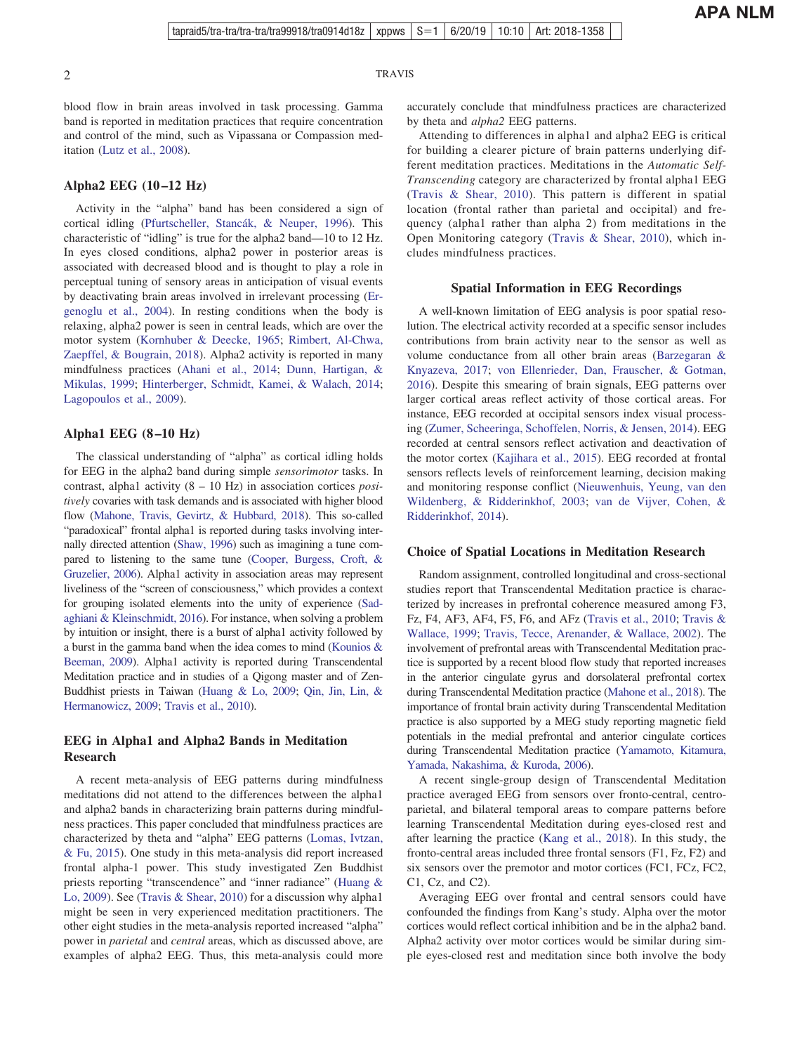blood flow in brain areas involved in task processing. Gamma band is reported in meditation practices that require concentration and control of the mind, such as Vipassana or Compassion meditation (Lutz et al., 2008).

### Alpha2 EEG (10–12 Hz)

Activity in the "alpha" band has been considered a sign of cortical idling (Pfurtscheller, Stancák, & Neuper, 1996). This characteristic of "idling" is true for the alpha2 band—10 to 12 Hz. In eyes closed conditions, alpha2 power in posterior areas is associated with decreased blood and is thought to play a role in perceptual tuning of sensory areas in anticipation of visual events by deactivating brain areas involved in irrelevant processing (Ergenoglu et al., 2004). In resting conditions when the body is relaxing, alpha2 power is seen in central leads, which are over the motor system (Kornhuber & Deecke, 1965; Rimbert, Al-Chwa, Zaepffel, & Bougrain, 2018). Alpha2 activity is reported in many mindfulness practices (Ahani et al., 2014; Dunn, Hartigan, & Mikulas, 1999; Hinterberger, Schmidt, Kamei, & Walach, 2014; Lagopoulos et al., 2009).

### Alpha1 EEG (8–10 Hz)

The classical understanding of "alpha" as cortical idling holds for EEG in the alpha2 band during simple *sensorimotor* tasks. In contrast, alpha1 activity (8 – 10 Hz) in association cortices *positively* covaries with task demands and is associated with higher blood flow (Mahone, Travis, Gevirtz, & Hubbard, 2018). This so-called "paradoxical" frontal alpha1 is reported during tasks involving internally directed attention (Shaw, 1996) such as imagining a tune compared to listening to the same tune (Cooper, Burgess, Croft, & Gruzelier, 2006). Alpha1 activity in association areas may represent liveliness of the "screen of consciousness," which provides a context for grouping isolated elements into the unity of experience (Sadaghiani & Kleinschmidt, 2016). For instance, when solving a problem by intuition or insight, there is a burst of alpha1 activity followed by a burst in the gamma band when the idea comes to mind (Kounios & Beeman, 2009). Alpha1 activity is reported during Transcendental Meditation practice and in studies of a Qigong master and of Zen-Buddhist priests in Taiwan (Huang & Lo, 2009; Qin, Jin, Lin, & Hermanowicz, 2009; Travis et al., 2010).

### EEG in Alpha1 and Alpha2 Bands in Meditation Research

A recent meta-analysis of EEG patterns during mindfulness meditations did not attend to the differences between the alpha1 and alpha2 bands in characterizing brain patterns during mindfulness practices. This paper concluded that mindfulness practices are characterized by theta and "alpha" EEG patterns (Lomas, Ivtzan, & Fu, 2015). One study in this meta-analysis did report increased frontal alpha-1 power. This study investigated Zen Buddhist priests reporting "transcendence" and "inner radiance" (Huang & Lo, 2009). See (Travis & Shear, 2010) for a discussion why alpha1 might be seen in very experienced meditation practitioners. The other eight studies in the meta-analysis reported increased "alpha" power in *parietal* and *central* areas, which as discussed above, are examples of alpha2 EEG. Thus, this meta-analysis could more accurately conclude that mindfulness practices are characterized by theta and *alpha2* EEG patterns.

Attending to differences in alpha1 and alpha2 EEG is critical for building a clearer picture of brain patterns underlying different meditation practices. Meditations in the *Automatic Self-Transcending* category are characterized by frontal alpha1 EEG (Travis & Shear, 2010). This pattern is different in spatial location (frontal rather than parietal and occipital) and frequency (alpha1 rather than alpha 2) from meditations in the Open Monitoring category (Travis & Shear, 2010), which includes mindfulness practices.

## Spatial Information in EEG Recordings

A well-known limitation of EEG analysis is poor spatial resolution. The electrical activity recorded at a specific sensor includes contributions from brain activity near to the sensor as well as volume conductance from all other brain areas (Barzegaran & Knyazeva, 2017; von Ellenrieder, Dan, Frauscher, & Gotman, 2016). Despite this smearing of brain signals, EEG patterns over larger cortical areas reflect activity of those cortical areas. For instance, EEG recorded at occipital sensors index visual processing (Zumer, Scheeringa, Schoffelen, Norris, & Jensen, 2014). EEG recorded at central sensors reflect activation and deactivation of the motor cortex (Kajihara et al., 2015). EEG recorded at frontal sensors reflects levels of reinforcement learning, decision making and monitoring response conflict (Nieuwenhuis, Yeung, van den Wildenberg, & Ridderinkhof, 2003; van de Vijver, Cohen, & Ridderinkhof, 2014).

## Choice of Spatial Locations in Meditation Research

Random assignment, controlled longitudinal and cross-sectional studies report that Transcendental Meditation practice is characterized by increases in prefrontal coherence measured among F3, Fz, F4, AF3, AF4, F5, F6, and AFz (Travis et al., 2010; Travis & Wallace, 1999; Travis, Tecce, Arenander, & Wallace, 2002). The involvement of prefrontal areas with Transcendental Meditation practice is supported by a recent blood flow study that reported increases in the anterior cingulate gyrus and dorsolateral prefrontal cortex during Transcendental Meditation practice (Mahone et al., 2018). The importance of frontal brain activity during Transcendental Meditation practice is also supported by a MEG study reporting magnetic field potentials in the medial prefrontal and anterior cingulate cortices during Transcendental Meditation practice (Yamamoto, Kitamura, Yamada, Nakashima, & Kuroda, 2006).

A recent single-group design of Transcendental Meditation practice averaged EEG from sensors over fronto-central, centro-parietal, and bilateral temporal areas to compare patterns before learning Transcendental Meditation during eyes-closed rest and after learning the practice (Kang et al., 2018). In this study, the fronto-central areas included three frontal sensors (F1, Fz, F2) and six sensors over the premotor and motor cortices (FC1, FCz, FC2, C1, Cz, and C2).

Averaging EEG over frontal and central sensors could have confounded the findings from Kang's study. Alpha over the motor cortices would reflect cortical inhibition and be in the alpha2 band. Alpha2 activity over motor cortices would be similar during simple eyes-closed rest and meditation since both involve the body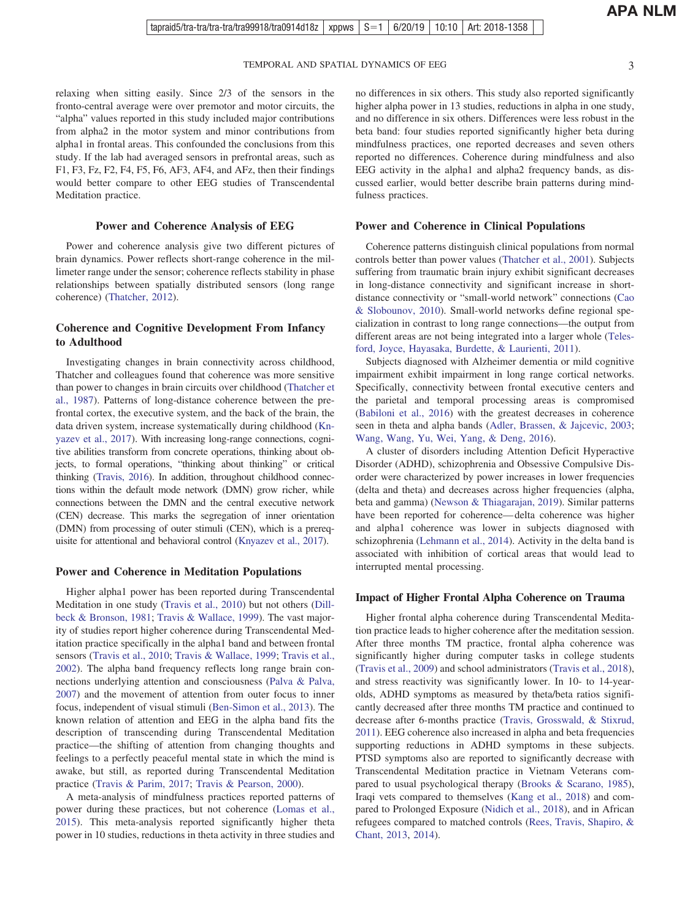relaxing when sitting easily. Since 2/3 of the sensors in the fronto-central average were over premotor and motor circuits, the "alpha" values reported in this study included major contributions from alpha2 in the motor system and minor contributions from alpha1 in frontal areas. This confounded the conclusions from this study. If the lab had averaged sensors in prefrontal areas, such as F1, F3, Fz, F2, F4, F5, F6, AF3, AF4, and AFz, then their findings would better compare to other EEG studies of Transcendental Meditation practice.

## Power and Coherence Analysis of EEG

Power and coherence analysis give two different pictures of brain dynamics. Power reflects short-range coherence in the millimeter range under the sensor; coherence reflects stability in phase relationships between spatially distributed sensors (long range coherence) (Thatcher, 2012).

### Coherence and Cognitive Development From Infancy to Adulthood

Investigating changes in brain connectivity across childhood, Thatcher and colleagues found that coherence was more sensitive than power to changes in brain circuits over childhood (Thatcher et al., 1987). Patterns of long-distance coherence between the prefrontal cortex, the executive system, and the back of the brain, the data driven system, increase systematically during childhood (Knyazev et al., 2017). With increasing long-range connections, cognitive abilities transform from concrete operations, thinking about objects, to formal operations, "thinking about thinking" or critical thinking (Travis, 2016). In addition, throughout childhood connections within the default mode network (DMN) grow richer, while connections between the DMN and the central executive network (CEN) decrease. This marks the segregation of inner orientation (DMN) from processing of outer stimuli (CEN), which is a prerequisite for attentional and behavioral control (Knyazev et al., 2017).

### Power and Coherence in Meditation Populations

Higher alpha1 power has been reported during Transcendental Meditation in one study (Travis et al., 2010) but not others (Dillbeck & Bronson, 1981; Travis & Wallace, 1999). The vast majority of studies report higher coherence during Transcendental Meditation practice specifically in the alpha1 band and between frontal sensors (Travis et al., 2010; Travis & Wallace, 1999; Travis et al., 2002). The alpha band frequency reflects long range brain connections underlying attention and consciousness (Palva & Palva, 2007) and the movement of attention from outer focus to inner focus, independent of visual stimuli (Ben-Simon et al., 2013). The known relation of attention and EEG in the alpha band fits the description of transcending during Transcendental Meditation practice—the shifting of attention from changing thoughts and feelings to a perfectly peaceful mental state in which the mind is awake, but still, as reported during Transcendental Meditation practice (Travis & Parim, 2017; Travis & Pearson, 2000).

A meta-analysis of mindfulness practices reported patterns of power during these practices, but not coherence (Lomas et al., 2015). This meta-analysis reported significantly higher theta power in 10 studies, reductions in theta activity in three studies and no differences in six others. This study also reported significantly higher alpha power in 13 studies, reductions in alpha in one study, and no difference in six others. Differences were less robust in the beta band: four studies reported significantly higher beta during mindfulness practices, one reported decreases and seven others reported no differences. Coherence during mindfulness and also EEG activity in the alpha1 and alpha2 frequency bands, as discussed earlier, would better describe brain patterns during mindfulness practices.

### Power and Coherence in Clinical Populations

Coherence patterns distinguish clinical populations from normal controls better than power values (Thatcher et al., 2001). Subjects suffering from traumatic brain injury exhibit significant decreases in long-distance connectivity and significant increase in short-distance connectivity or "small-world network" connections (Cao & Slobounov, 2010). Small-world networks define regional specialization in contrast to long range connections—the output from different areas are not being integrated into a larger whole (Telesford, Joyce, Hayasaka, Burdette, & Laurienti, 2011).

Subjects diagnosed with Alzheimer dementia or mild cognitive impairment exhibit impairment in long range cortical networks. Specifically, connectivity between frontal executive centers and the parietal and temporal processing areas is compromised (Babiloni et al., 2016) with the greatest decreases in coherence seen in theta and alpha bands (Adler, Brassen, & Jajcevic, 2003; Wang, Wang, Yu, Wei, Yang, & Deng, 2016).

A cluster of disorders including Attention Deficit Hyperactive Disorder (ADHD), schizophrenia and Obsessive Compulsive Disorder were characterized by power increases in lower frequencies (delta and theta) and decreases across higher frequencies (alpha, beta and gamma) (Newson & Thiagarajan, 2019). Similar patterns have been reported for coherence—delta coherence was higher and alpha1 coherence was lower in subjects diagnosed with schizophrenia (Lehmann et al., 2014). Activity in the delta band is associated with inhibition of cortical areas that would lead to interrupted mental processing.

### Impact of Higher Frontal Alpha Coherence on Trauma

Higher frontal alpha coherence during Transcendental Meditation practice leads to higher coherence after the meditation session. After three months TM practice, frontal alpha coherence was significantly higher during computer tasks in college students (Travis et al., 2009) and school administrators (Travis et al., 2018), and stress reactivity was significantly lower. In 10- to 14-year-olds, ADHD symptoms as measured by theta/beta ratios significantly decreased after three months TM practice and continued to decrease after 6-months practice (Travis, Grosswald, & Stixrud, 2011). EEG coherence also increased in alpha and beta frequencies supporting reductions in ADHD symptoms in these subjects. PTSD symptoms also are reported to significantly decrease with Transcendental Meditation practice in Vietnam Veterans compared to usual psychological therapy (Brooks & Scarano, 1985), Iraqi vets compared to themselves (Kang et al., 2018) and compared to Prolonged Exposure (Nidich et al., 2018), and in African refugees compared to matched controls (Rees, Travis, Shapiro, & Chant, 2013, 2014).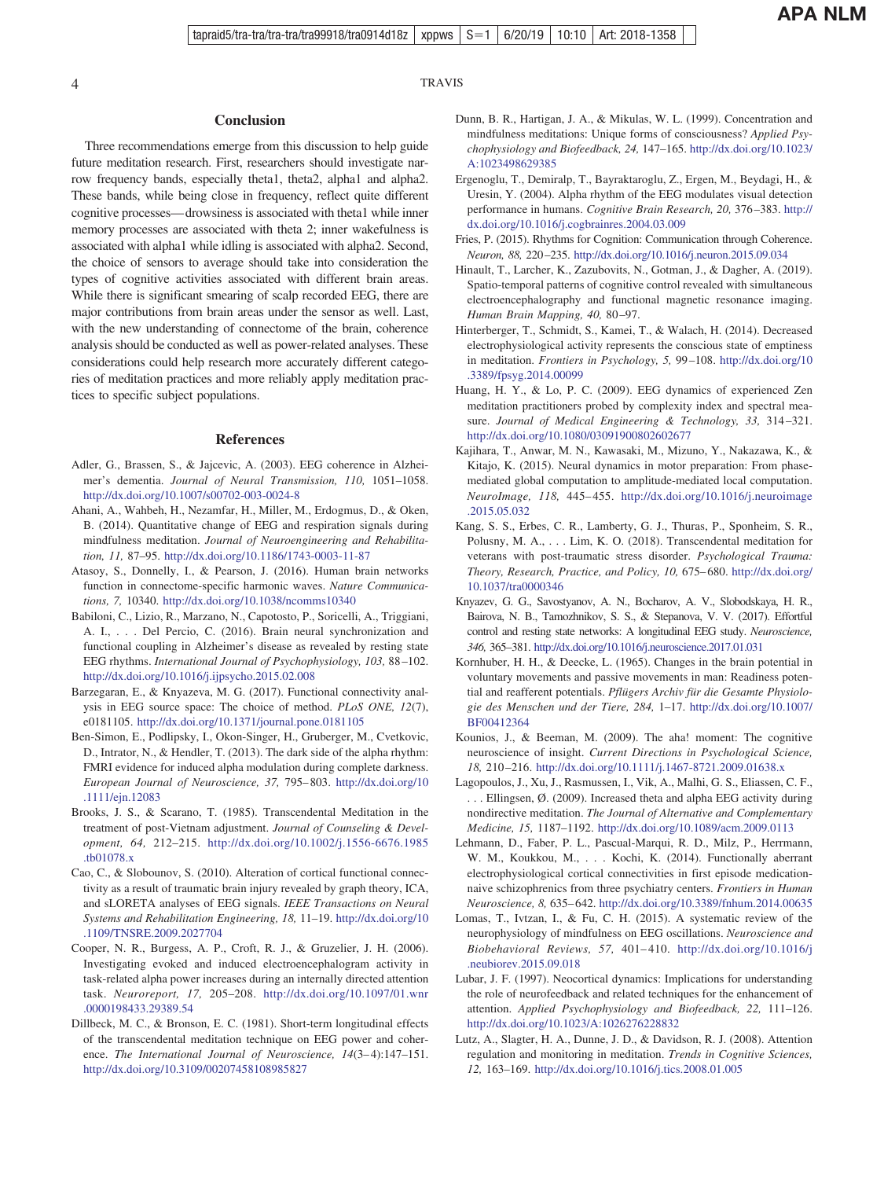## Conclusion

Three recommendations emerge from this discussion to help guide future meditation research. First, researchers should investigate narrow frequency bands, especially theta1, theta2, alpha1 and alpha2. These bands, while being close in frequency, reflect quite different cognitive processes—drowsiness is associated with theta1 while inner memory processes are associated with theta 2; inner wakefulness is associated with alpha1 while idling is associated with alpha2. Second, the choice of sensors to average should take into consideration the types of cognitive activities associated with different brain areas. While there is significant smearing of scalp recorded EEG, there are major contributions from brain areas under the sensor as well. Last, with the new understanding of connectome of the brain, coherence analysis should be conducted as well as power-related analyses. These considerations could help research more accurately different categories of meditation practices and more reliably apply meditation practices to specific subject populations.

## References

Adler, G., Brassen, S., & Jajcevic, A. (2003). EEG coherence in Alzheimer's dementia. *Journal of Neural Transmission, 110,* 1051–1058. http://dx.doi.org/10.1007/s00702-003-0024-8

Ahani, A., Wahbeh, H., Nezamfar, H., Miller, M., Erdogmus, D., & Oken, B. (2014). Quantitative change of EEG and respiration signals during mindfulness meditation. *Journal of Neuroengineering and Rehabilitation, 11,* 87–95. http://dx.doi.org/10.1186/1743-0003-11-87

Atasoy, S., Donnelly, I., & Pearson, J. (2016). Human brain networks function in connectome-specific harmonic waves. *Nature Communications, 7,* 10340. http://dx.doi.org/10.1038/ncomms10340

Babiloni, C., Lizio, R., Marzano, N., Capotosto, P., Soricelli, A., Triggiani, A. I., . . . Del Percio, C. (2016). Brain neural synchronization and functional coupling in Alzheimer's disease as revealed by resting state EEG rhythms. *International Journal of Psychophysiology, 103,* 88–102. http://dx.doi.org/10.1016/j.ijpsycho.2015.02.008

Barzegaran, E., & Knyazeva, M. G. (2017). Functional connectivity analysis in EEG source space: The choice of method. *PLoS ONE, 12*(7), e0181105. http://dx.doi.org/10.1371/journal.pone.0181105

Ben-Simon, E., Podlipsky, I., Okon-Singer, H., Gruberger, M., Cvetkovic, D., Intrator, N., & Hendler, T. (2013). The dark side of the alpha rhythm: FMRI evidence for induced alpha modulation during complete darkness. *European Journal of Neuroscience, 37,* 795–803. http://dx.doi.org/10.1111/ejn.12083

Brooks, J. S., & Scarano, T. (1985). Transcendental Meditation in the treatment of post-Vietnam adjustment. *Journal of Counseling & Development, 64,* 212–215. http://dx.doi.org/10.1002/j.1556-6676.1985.tb01078.x

Cao, C., & Slobounov, S. (2010). Alteration of cortical functional connectivity as a result of traumatic brain injury revealed by graph theory, ICA, and sLORETA analyses of EEG signals. *IEEE Transactions on Neural Systems and Rehabilitation Engineering, 18,* 11–19. http://dx.doi.org/10.1109/TNSRE.2009.2027704

Cooper, N. R., Burgess, A. P., Croft, R. J., & Gruzelier, J. H. (2006). Investigating evoked and induced electroencephalogram activity in task-related alpha power increases during an internally directed attention task. *Neuroreport, 17,* 205–208. http://dx.doi.org/10.1097/01.wnr.0000198433.29389.54

Dillbeck, M. C., & Bronson, E. C. (1981). Short-term longitudinal effects of the transcendental meditation technique on EEG power and coherence. *The International Journal of Neuroscience, 14*(3–4):147–151. http://dx.doi.org/10.3109/00207458108985827

Dunn, B. R., Hartigan, J. A., & Mikulas, W. L. (1999). Concentration and mindfulness meditations: Unique forms of consciousness? *Applied Psychophysiology and Biofeedback, 24,* 147–165. http://dx.doi.org/10.1023/A:1023498629385

Ergenoglu, T., Demiralp, T., Bayraktaroglu, Z., Ergen, M., Beydagi, H., & Uresin, Y. (2004). Alpha rhythm of the EEG modulates visual detection performance in humans. *Cognitive Brain Research, 20,* 376–383. http://dx.doi.org/10.1016/j.cogbrainres.2004.03.009

Fries, P. (2015). Rhythms for Cognition: Communication through Coherence. *Neuron, 88,* 220–235. http://dx.doi.org/10.1016/j.neuron.2015.09.034

Hinault, T., Larcher, K., Zazubovits, N., Gotman, J., & Dagher, A. (2019). Spatio-temporal patterns of cognitive control revealed with simultaneous electroencephalography and functional magnetic resonance imaging. *Human Brain Mapping, 40,* 80–97.

Hinterberger, T., Schmidt, S., Kamei, T., & Walach, H. (2014). Decreased electrophysiological activity represents the conscious state of emptiness in meditation. *Frontiers in Psychology, 5,* 99–108. http://dx.doi.org/10.3389/fpsyg.2014.00099

Huang, H. Y., & Lo, P. C. (2009). EEG dynamics of experienced Zen meditation practitioners probed by complexity index and spectral measure. *Journal of Medical Engineering & Technology, 33,* 314–321. http://dx.doi.org/10.1080/03091900802602677

Kajihara, T., Anwar, M. N., Kawasaki, M., Mizuno, Y., Nakazawa, K., & Kitajo, K. (2015). Neural dynamics in motor preparation: From phase-mediated global computation to amplitude-mediated local computation. *NeuroImage, 118,* 445–455. http://dx.doi.org/10.1016/j.neuroimage.2015.05.032

Kang, S. S., Erbes, C. R., Lamberty, G. J., Thuras, P., Sponheim, S. R., Polusny, M. A., . . . Lim, K. O. (2018). Transcendental meditation for veterans with post-traumatic stress disorder. *Psychological Trauma: Theory, Research, Practice, and Policy, 10,* 675–680. http://dx.doi.org/10.1037/tra0000346

Knyazev, G. G., Savostyanov, A. N., Bocharov, A. V., Slobodskaya, H. R., Bairova, N. B., Tamozhnikov, S. S., & Stepanova, V. V. (2017). Effortful control and resting state networks: A longitudinal EEG study. *Neuroscience, 346,* 365–381. http://dx.doi.org/10.1016/j.neuroscience.2017.01.031

Kornhuber, H. H., & Deecke, L. (1965). Changes in the brain potential in voluntary movements and passive movements in man: Readiness potential and reafferent potentials. *Pflügers Archiv für die Gesamte Physiologie des Menschen und der Tiere, 284,* 1–17. http://dx.doi.org/10.1007/BF00412364

Kounios, J., & Beeman, M. (2009). The aha! moment: The cognitive neuroscience of insight. *Current Directions in Psychological Science, 18,* 210–216. http://dx.doi.org/10.1111/j.1467-8721.2009.01638.x

Lagopoulos, J., Xu, J., Rasmussen, I., Vik, A., Malhi, G. S., Eliassen, C. F., . . . Ellingsen, Ø. (2009). Increased theta and alpha EEG activity during nondirective meditation. *The Journal of Alternative and Complementary Medicine, 15,* 1187–1192. http://dx.doi.org/10.1089/acm.2009.0113

Lehmann, D., Faber, P. L., Pascual-Marqui, R. D., Milz, P., Herrmann, W. M., Koukkou, M., . . . Kochi, K. (2014). Functionally aberrant electrophysiological cortical connectivities in first episode medication-naive schizophrenics from three psychiatry centers. *Frontiers in Human Neuroscience, 8,* 635–642. http://dx.doi.org/10.3389/fnhum.2014.00635

Lomas, T., Ivtzan, I., & Fu, C. H. (2015). A systematic review of the neurophysiology of mindfulness on EEG oscillations. *Neuroscience and Biobehavioral Reviews, 57,* 401–410. http://dx.doi.org/10.1016/j.neubiorev.2015.09.018

Lubar, J. F. (1997). Neocortical dynamics: Implications for understanding the role of neurofeedback and related techniques for the enhancement of attention. *Applied Psychophysiology and Biofeedback, 22,* 111–126. http://dx.doi.org/10.1023/A:1026276228832

Lutz, A., Slagter, H. A., Dunne, J. D., & Davidson, R. J. (2008). Attention regulation and monitoring in meditation. *Trends in Cognitive Sciences, 12,* 163–169. http://dx.doi.org/10.1016/j.tics.2008.01.005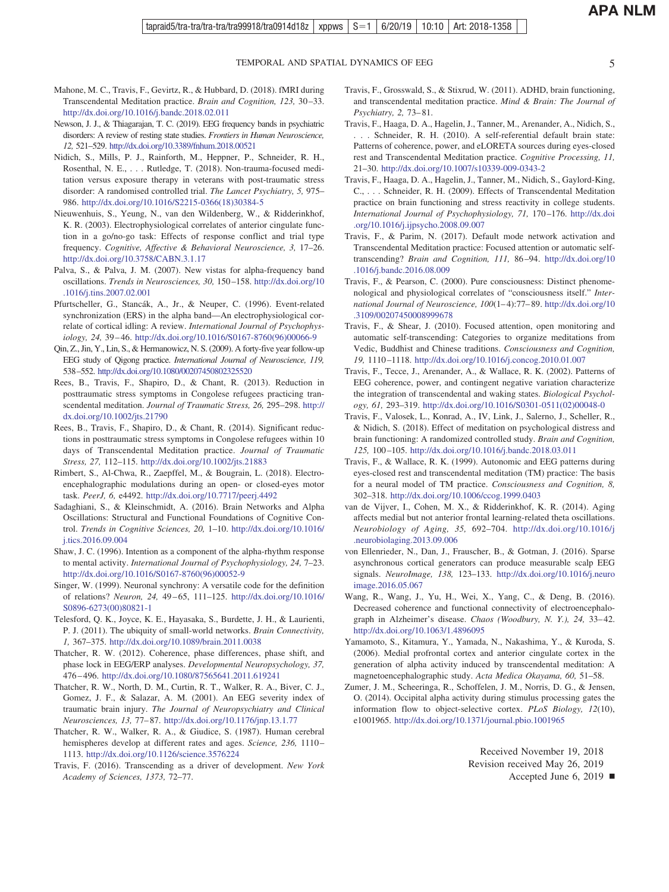Mahone, M. C., Travis, F., Gevirtz, R., & Hubbard, D. (2018). fMRI during Transcendental Meditation practice. *Brain and Cognition, 123,* 30–33. http://dx.doi.org/10.1016/j.bandc.2018.02.011

Newson, J. J., & Thiagarajan, T. C. (2019). EEG frequency bands in psychiatric disorders: A review of resting state studies. *Frontiers in Human Neuroscience, 12,* 521–529. http://dx.doi.org/10.3389/fnhum.2018.00521

Nidich, S., Mills, P. J., Rainforth, M., Heppner, P., Schneider, R. H., Rosenthal, N. E., . . . Rutledge, T. (2018). Non-trauma-focused meditation versus exposure therapy in veterans with post-traumatic stress disorder: A randomised controlled trial. *The Lancet Psychiatry, 5,* 975–986. http://dx.doi.org/10.1016/S2215-0366(18)30384-5

Nieuwenhuis, S., Yeung, N., van den Wildenberg, W., & Ridderinkhof, K. R. (2003). Electrophysiological correlates of anterior cingulate function in a go/no-go task: Effects of response conflict and trial type frequency. *Cognitive, Affective & Behavioral Neuroscience, 3,* 17–26. http://dx.doi.org/10.3758/CABN.3.1.17

Palva, S., & Palva, J. M. (2007). New vistas for alpha-frequency band oscillations. *Trends in Neurosciences, 30,* 150–158. http://dx.doi.org/10.1016/j.tins.2007.02.001

Pfurtscheller, G., Stancák, A., Jr., & Neuper, C. (1996). Event-related synchronization (ERS) in the alpha band—An electrophysiological correlate of cortical idling: A review. *International Journal of Psychophysiology, 24,* 39–46. http://dx.doi.org/10.1016/S0167-8760(96)00066-9

Qin, Z., Jin, Y., Lin, S., & Hermanowicz, N. S. (2009). A forty-five year follow-up EEG study of Qigong practice. *International Journal of Neuroscience, 119,* 538–552. http://dx.doi.org/10.1080/00207450802325520

Rees, B., Travis, F., Shapiro, D., & Chant, R. (2013). Reduction in posttraumatic stress symptoms in Congolese refugees practicing transcendental meditation. *Journal of Traumatic Stress, 26,* 295–298. http://dx.doi.org/10.1002/jts.21790

Rees, B., Travis, F., Shapiro, D., & Chant, R. (2014). Significant reductions in posttraumatic stress symptoms in Congolese refugees within 10 days of Transcendental Meditation practice. *Journal of Traumatic Stress, 27,* 112–115. http://dx.doi.org/10.1002/jts.21883

Rimbert, S., Al-Chwa, R., Zaepffel, M., & Bougrain, L. (2018). Electroencephalographic modulations during an open- or closed-eyes motor task. *PeerJ, 6,* e4492. http://dx.doi.org/10.7717/peerj.4492

Sadaghiani, S., & Kleinschmidt, A. (2016). Brain Networks and Alpha Oscillations: Structural and Functional Foundations of Cognitive Control. *Trends in Cognitive Sciences, 20,* 1–10. http://dx.doi.org/10.1016/j.tics.2016.09.004

Shaw, J. C. (1996). Intention as a component of the alpha-rhythm response to mental activity. *International Journal of Psychophysiology, 24,* 7–23. http://dx.doi.org/10.1016/S0167-8760(96)00052-9

Singer, W. (1999). Neuronal synchrony: A versatile code for the definition of relations? *Neuron, 24,* 49–65, 111–125. http://dx.doi.org/10.1016/S0896-6273(00)80821-1

Telesford, Q. K., Joyce, K. E., Hayasaka, S., Burdette, J. H., & Laurienti, P. J. (2011). The ubiquity of small-world networks. *Brain Connectivity, 1,* 367–375. http://dx.doi.org/10.1089/brain.2011.0038

Thatcher, R. W. (2012). Coherence, phase differences, phase shift, and phase lock in EEG/ERP analyses. *Developmental Neuropsychology, 37,* 476–496. http://dx.doi.org/10.1080/87565641.2011.619241

Thatcher, R. W., North, D. M., Curtin, R. T., Walker, R. A., Biver, C. J., Gomez, J. F., & Salazar, A. M. (2001). An EEG severity index of traumatic brain injury. *The Journal of Neuropsychiatry and Clinical Neurosciences, 13,* 77–87. http://dx.doi.org/10.1176/jnp.13.1.77

Thatcher, R. W., Walker, R. A., & Giudice, S. (1987). Human cerebral hemispheres develop at different rates and ages. *Science, 236,* 1110–1113. http://dx.doi.org/10.1126/science.3576224

Travis, F. (2016). Transcending as a driver of development. *New York Academy of Sciences, 1373,* 72–77.

Travis, F., Grosswald, S., & Stixrud, W. (2011). ADHD, brain functioning, and transcendental meditation practice. *Mind & Brain: The Journal of Psychiatry, 2,* 73–81.

Travis, F., Haaga, D. A., Hagelin, J., Tanner, M., Arenander, A., Nidich, S., . . . Schneider, R. H. (2010). A self-referential default brain state: Patterns of coherence, power, and eLORETA sources during eyes-closed rest and Transcendental Meditation practice. *Cognitive Processing, 11,* 21–30. http://dx.doi.org/10.1007/s10339-009-0343-2

Travis, F., Haaga, D. A., Hagelin, J., Tanner, M., Nidich, S., Gaylord-King, C., . . . Schneider, R. H. (2009). Effects of Transcendental Meditation practice on brain functioning and stress reactivity in college students. *International Journal of Psychophysiology, 71,* 170–176. http://dx.doi.org/10.1016/j.ijpsycho.2008.09.007

Travis, F., & Parim, N. (2017). Default mode network activation and Transcendental Meditation practice: Focused attention or automatic self-transcending? *Brain and Cognition, 111,* 86–94. http://dx.doi.org/10.1016/j.bandc.2016.08.009

Travis, F., & Pearson, C. (2000). Pure consciousness: Distinct phenomenological and physiological correlates of "consciousness itself." *International Journal of Neuroscience, 100*(1–4):77–89. http://dx.doi.org/10.3109/00207450008999678

Travis, F., & Shear, J. (2010). Focused attention, open monitoring and automatic self-transcending: Categories to organize meditations from Vedic, Buddhist and Chinese traditions. *Consciousness and Cognition, 19,* 1110–1118. http://dx.doi.org/10.1016/j.concog.2010.01.007

Travis, F., Tecce, J., Arenander, A., & Wallace, R. K. (2002). Patterns of EEG coherence, power, and contingent negative variation characterize the integration of transcendental and waking states. *Biological Psychology, 61,* 293–319. http://dx.doi.org/10.1016/S0301-0511(02)00048-0

Travis, F., Valosek, L., Konrad, A., IV, Link, J., Salerno, J., Scheller, R., & Nidich, S. (2018). Effect of meditation on psychological distress and brain functioning: A randomized controlled study. *Brain and Cognition, 125,* 100–105. http://dx.doi.org/10.1016/j.bandc.2018.03.011

Travis, F., & Wallace, R. K. (1999). Autonomic and EEG patterns during eyes-closed rest and transcendental meditation (TM) practice: The basis for a neural model of TM practice. *Consciousness and Cognition, 8,* 302–318. http://dx.doi.org/10.1006/ccog.1999.0403

van de Vijver, I., Cohen, M. X., & Ridderinkhof, K. R. (2014). Aging affects medial but not anterior frontal learning-related theta oscillations. *Neurobiology of Aging, 35,* 692–704. http://dx.doi.org/10.1016/j.neurobiolaging.2013.09.006

von Ellenrieder, N., Dan, J., Frauscher, B., & Gotman, J. (2016). Sparse asynchronous cortical generators can produce measurable scalp EEG signals. *NeuroImage, 138,* 123–133. http://dx.doi.org/10.1016/j.neuroimage.2016.05.067

Wang, R., Wang, J., Yu, H., Wei, X., Yang, C., & Deng, B. (2016). Decreased coherence and functional connectivity of electroencephalograph in Alzheimer's disease. *Chaos (Woodbury, N. Y.), 24,* 33–42. http://dx.doi.org/10.1063/1.4896095

Yamamoto, S., Kitamura, Y., Yamada, N., Nakashima, Y., & Kuroda, S. (2006). Medial prefrontal cortex and anterior cingulate cortex in the generation of alpha activity induced by transcendental meditation: A magnetoencephalographic study. *Acta Medica Okayama, 60,* 51–58.

Zumer, J. M., Scheeringa, R., Schoffelen, J. M., Norris, D. G., & Jensen, O. (2014). Occipital alpha activity during stimulus processing gates the information flow to object-selective cortex. *PLoS Biology, 12*(10), e1001965. http://dx.doi.org/10.1371/journal.pbio.1001965

Received November 19, 2018
Revision received May 26, 2019
Accepted June 6, 2019 ■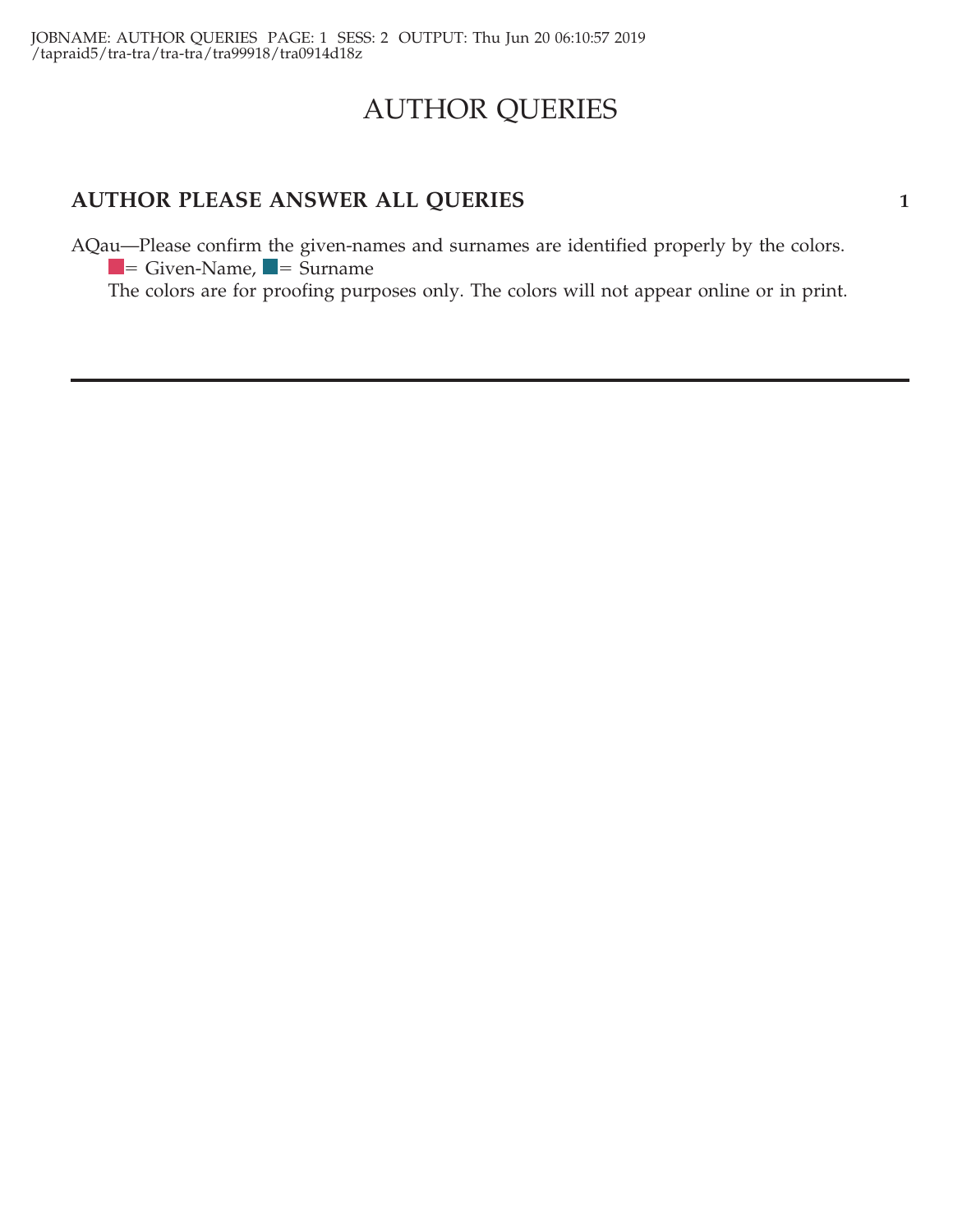# AUTHOR QUERIES

## AUTHOR PLEASE ANSWER ALL QUERIES

AQau—Please confirm the given-names and surnames are identified properly by the colors.
■= Given-Name, ■= Surname
The colors are for proofing purposes only. The colors will not appear online or in print.